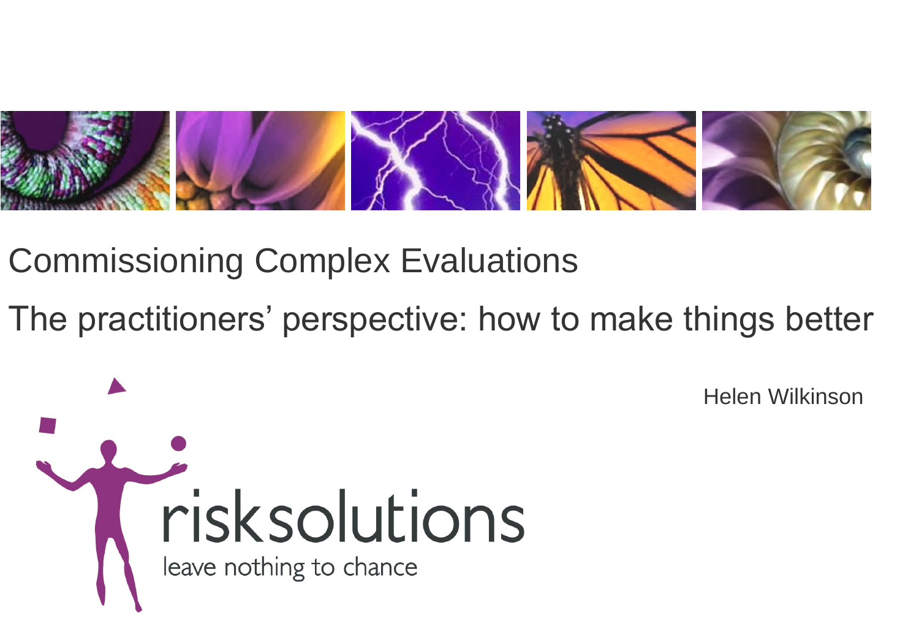# Commissioning Complex Evaluations

## The practitioners' perspective: how to make things better

Helen Wilkinson

risksolutions

leave nothing to chance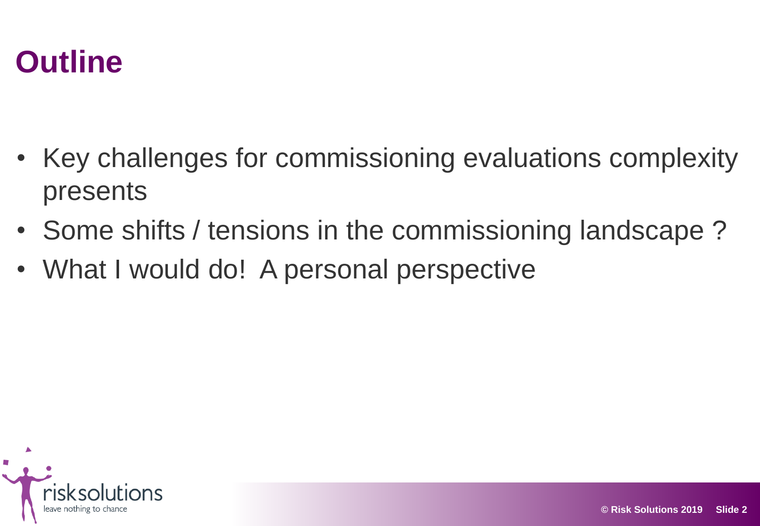# Outline

- Key challenges for commissioning evaluations complexity presents
- Some shifts / tensions in the commissioning landscape ?
- What I would do!  A personal perspective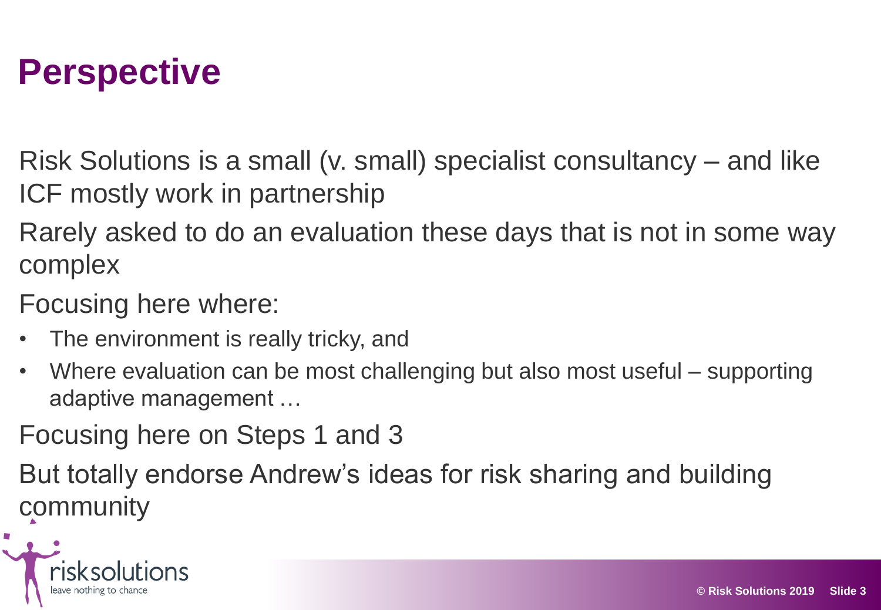# Perspective

Risk Solutions is a small (v. small) specialist consultancy – and like ICF mostly work in partnership

Rarely asked to do an evaluation these days that is not in some way complex

Focusing here where:

- The environment is really tricky, and
- Where evaluation can be most challenging but also most useful – supporting adaptive management …

Focusing here on Steps 1 and 3

But totally endorse Andrew's ideas for risk sharing and building community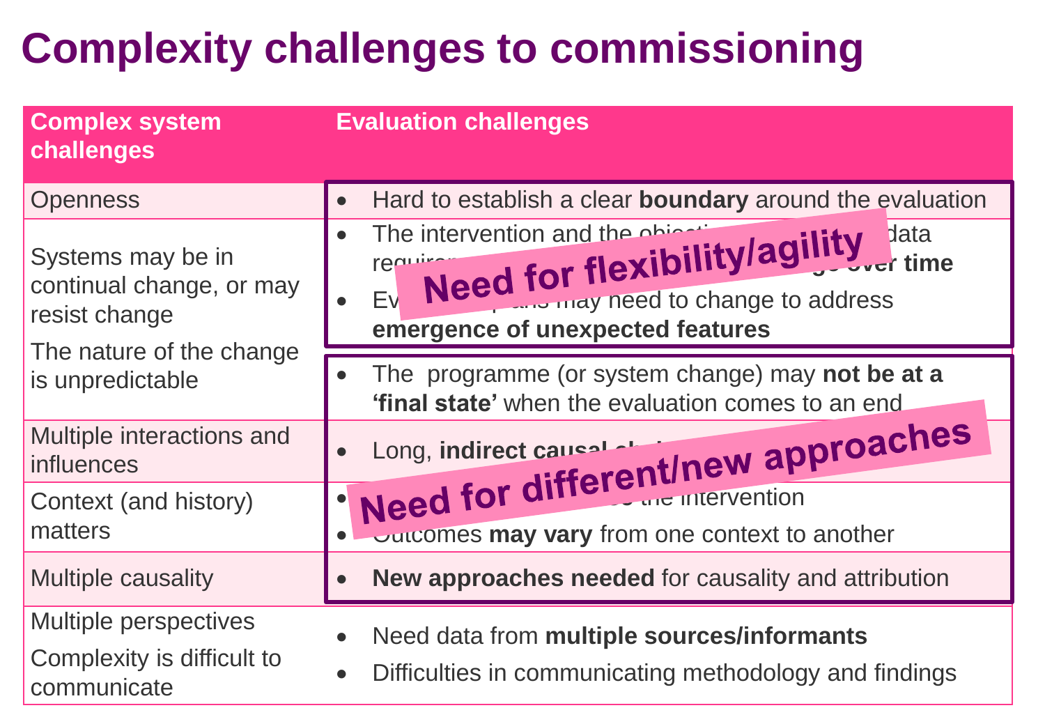# Complexity challenges to commissioning

| Complex system challenges | Evaluation challenges |
|---|---|
| Openness | • Hard to establish a clear **boundary** around the evaluation |
| Systems may be in continual change, or may resist change<br>The nature of the change is unpredictable | • The intervention and the objecti... data requir... **...ge over time**<br>• Ev... ...ans may need to change to address **emergence of unexpected features**<br>• The programme (or system change) may **not be at a 'final state'** when the evaluation comes to an end |
| Multiple interactions and influences | • Long, **indirect causal ch...** |
| Context (and history) matters | • ... the intervention<br>• Outcomes **may vary** from one context to another |
| Multiple causality | • **New approaches needed** for causality and attribution |
| Multiple perspectives<br>Complexity is difficult to communicate | • Need data from **multiple sources/informants**<br>• Difficulties in communicating methodology and findings |

**Need for flexibility/agility**

**Need for different/new approaches**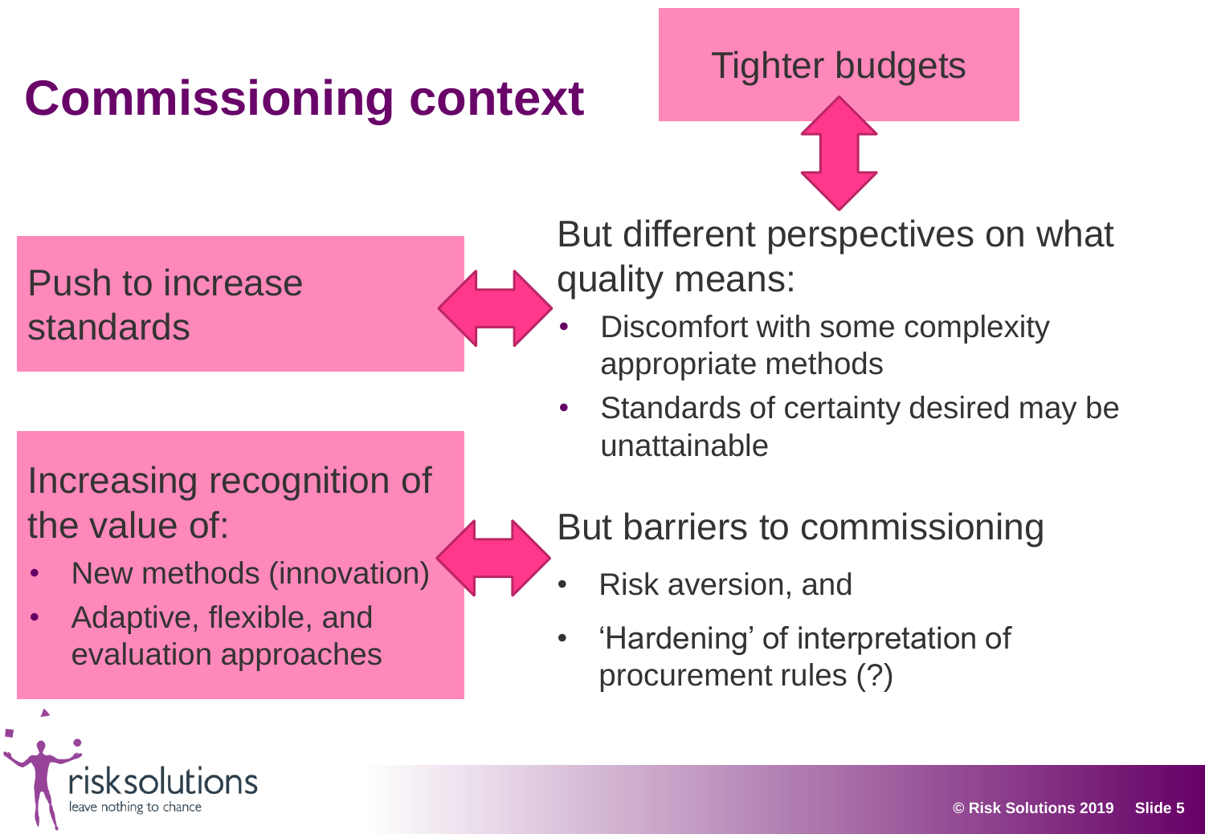# Commissioning context

Tighter budgets

Push to increase standards

But different perspectives on what quality means:

- Discomfort with some complexity appropriate methods
- Standards of certainty desired may be unattainable

Increasing recognition of the value of:

- New methods (innovation)
- Adaptive, flexible, and evaluation approaches

But barriers to commissioning

- Risk aversion, and
- 'Hardening' of interpretation of procurement rules (?)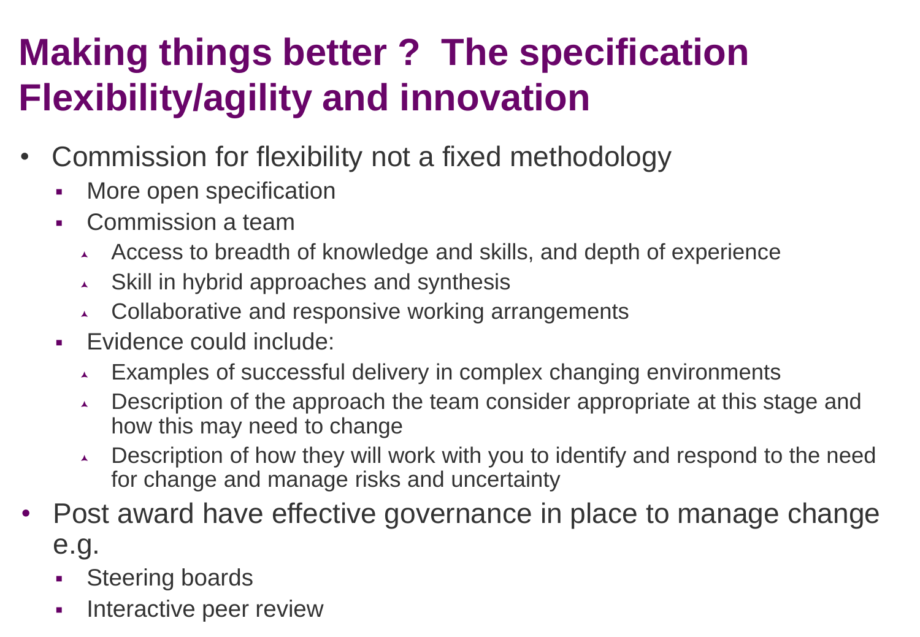# Making things better ? The specification Flexibility/agility and innovation

- Commission for flexibility not a fixed methodology
  - More open specification
  - Commission a team
    - Access to breadth of knowledge and skills, and depth of experience
    - Skill in hybrid approaches and synthesis
    - Collaborative and responsive working arrangements
  - Evidence could include:
    - Examples of successful delivery in complex changing environments
    - Description of the approach the team consider appropriate at this stage and how this may need to change
    - Description of how they will work with you to identify and respond to the need for change and manage risks and uncertainty
- Post award have effective governance in place to manage change e.g.
  - Steering boards
  - Interactive peer review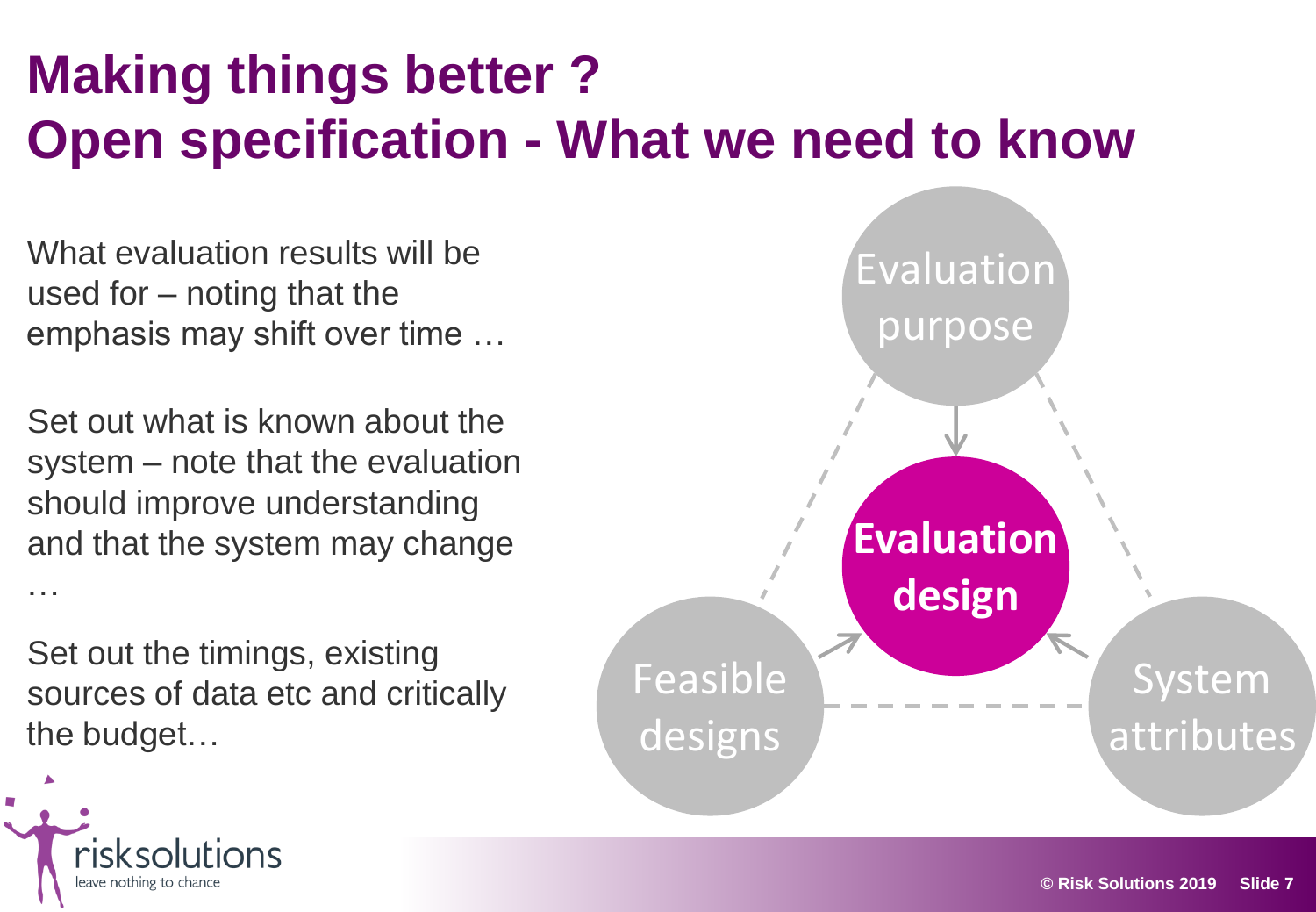# Making things better ?
# Open specification - What we need to know

What evaluation results will be used for – noting that the emphasis may shift over time …

Set out what is known about the system – note that the evaluation should improve understanding and that the system may change …

Set out the timings, existing sources of data etc and critically the budget…

Evaluation purpose

**Evaluation design**

Feasible designs

System attributes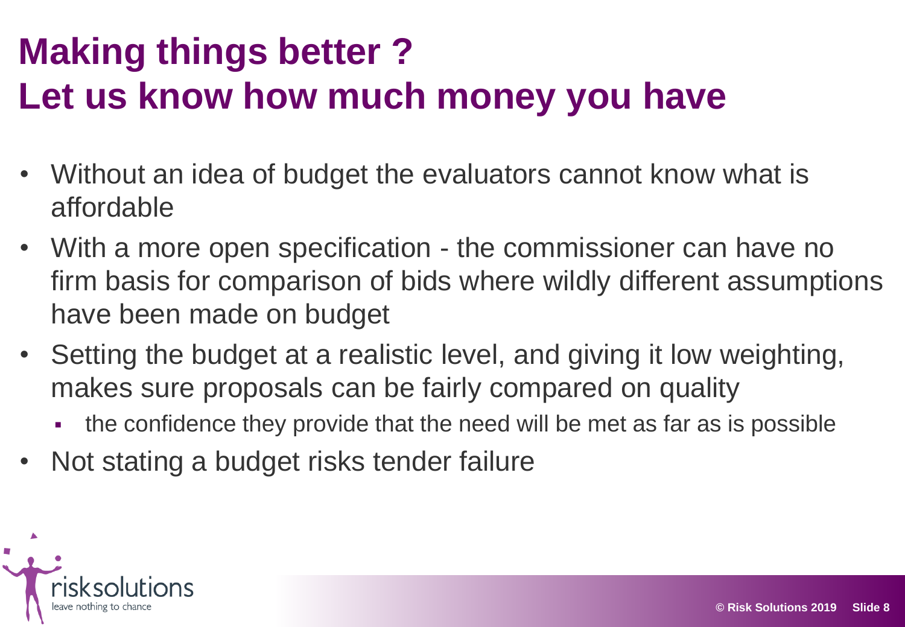# Making things better ?
# Let us know how much money you have

- Without an idea of budget the evaluators cannot know what is affordable
- With a more open specification - the commissioner can have no firm basis for comparison of bids where wildly different assumptions have been made on budget
- Setting the budget at a realistic level, and giving it low weighting, makes sure proposals can be fairly compared on quality
  - the confidence they provide that the need will be met as far as is possible
- Not stating a budget risks tender failure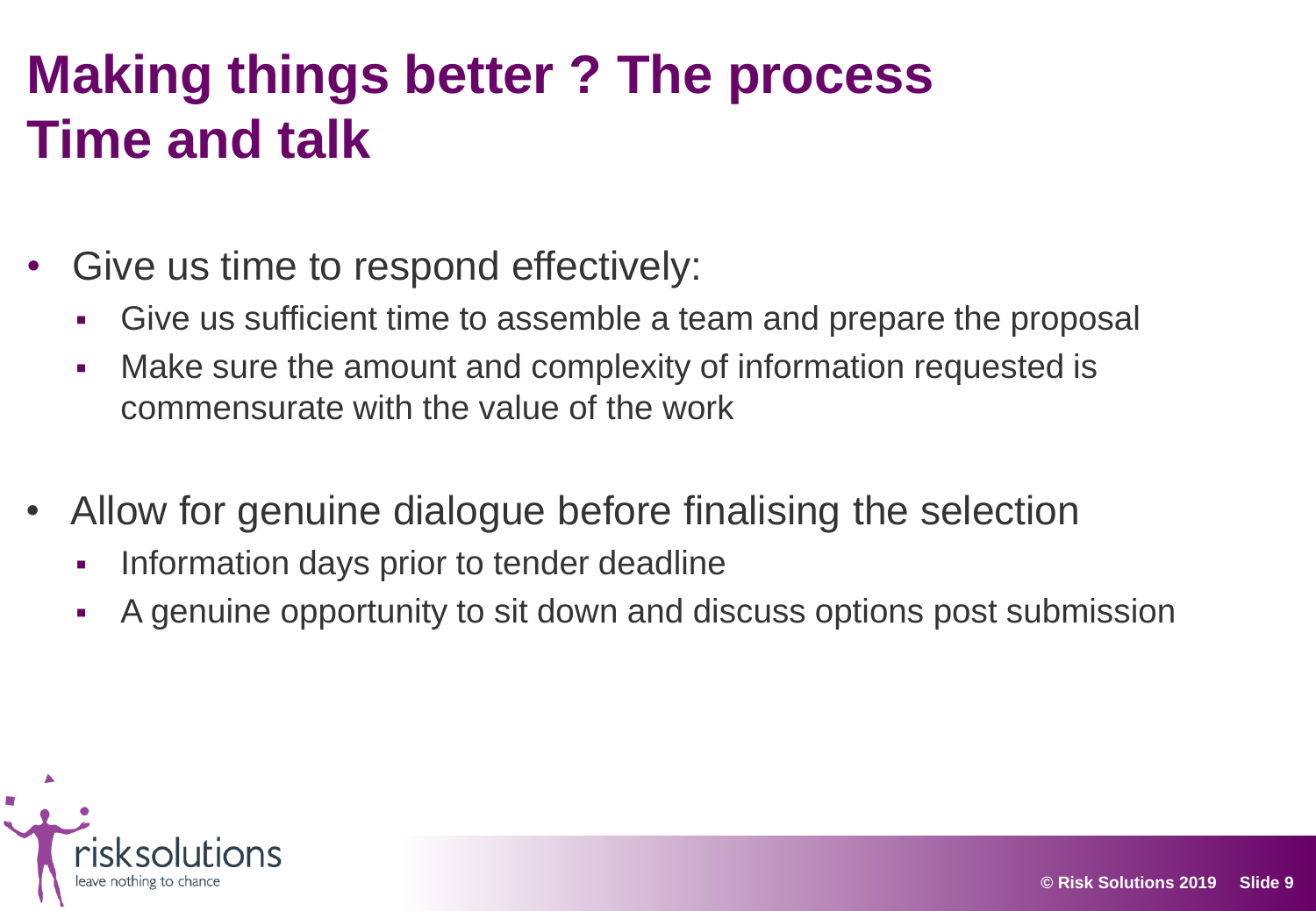# Making things better ? The process
# Time and talk

- Give us time to respond effectively:
  - Give us sufficient time to assemble a team and prepare the proposal
  - Make sure the amount and complexity of information requested is commensurate with the value of the work

- Allow for genuine dialogue before finalising the selection
  - Information days prior to tender deadline
  - A genuine opportunity to sit down and discuss options post submission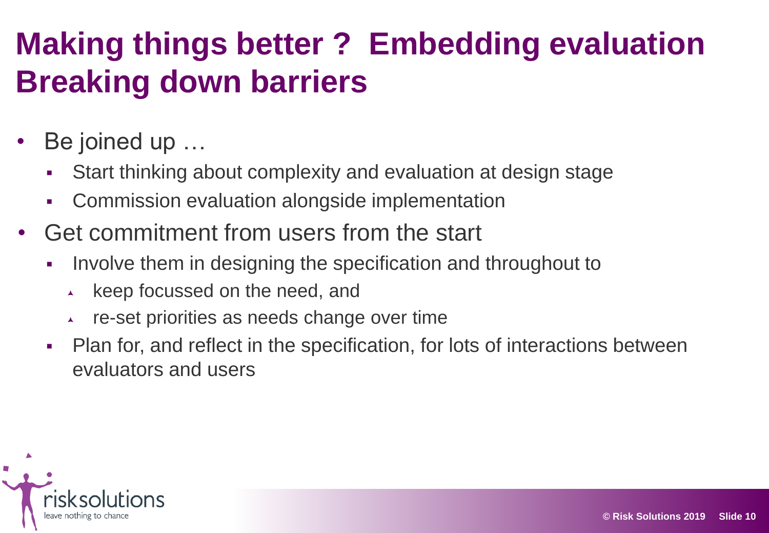# Making things better ? Embedding evaluation Breaking down barriers

- Be joined up …
  - Start thinking about complexity and evaluation at design stage
  - Commission evaluation alongside implementation
- Get commitment from users from the start
  - Involve them in designing the specification and throughout to
    - keep focussed on the need, and
    - re-set priorities as needs change over time
  - Plan for, and reflect in the specification, for lots of interactions between evaluators and users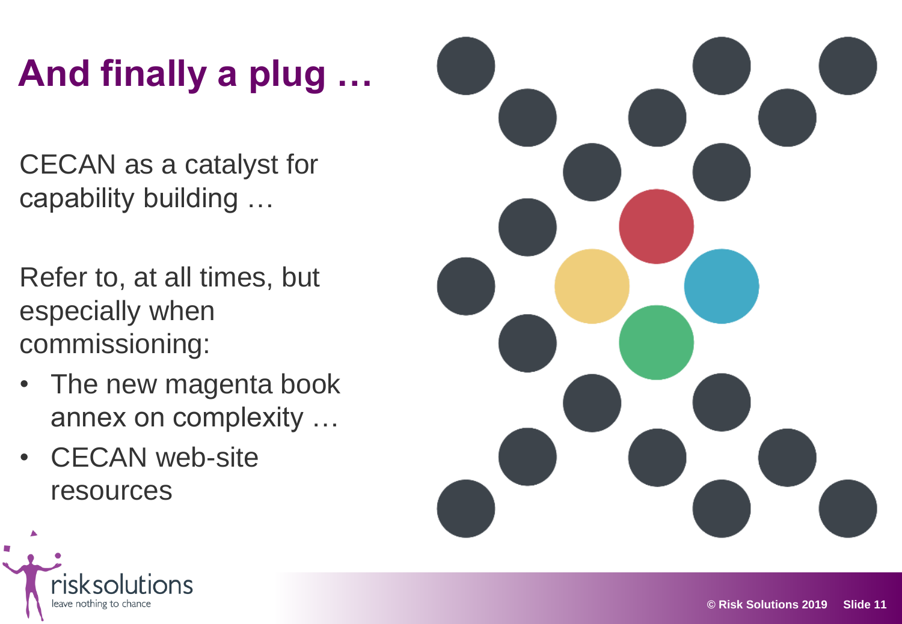# And finally a plug …

CECAN as a catalyst for capability building …

Refer to, at all times, but especially when commissioning:

- The new magenta book annex on complexity …
- CECAN web-site resources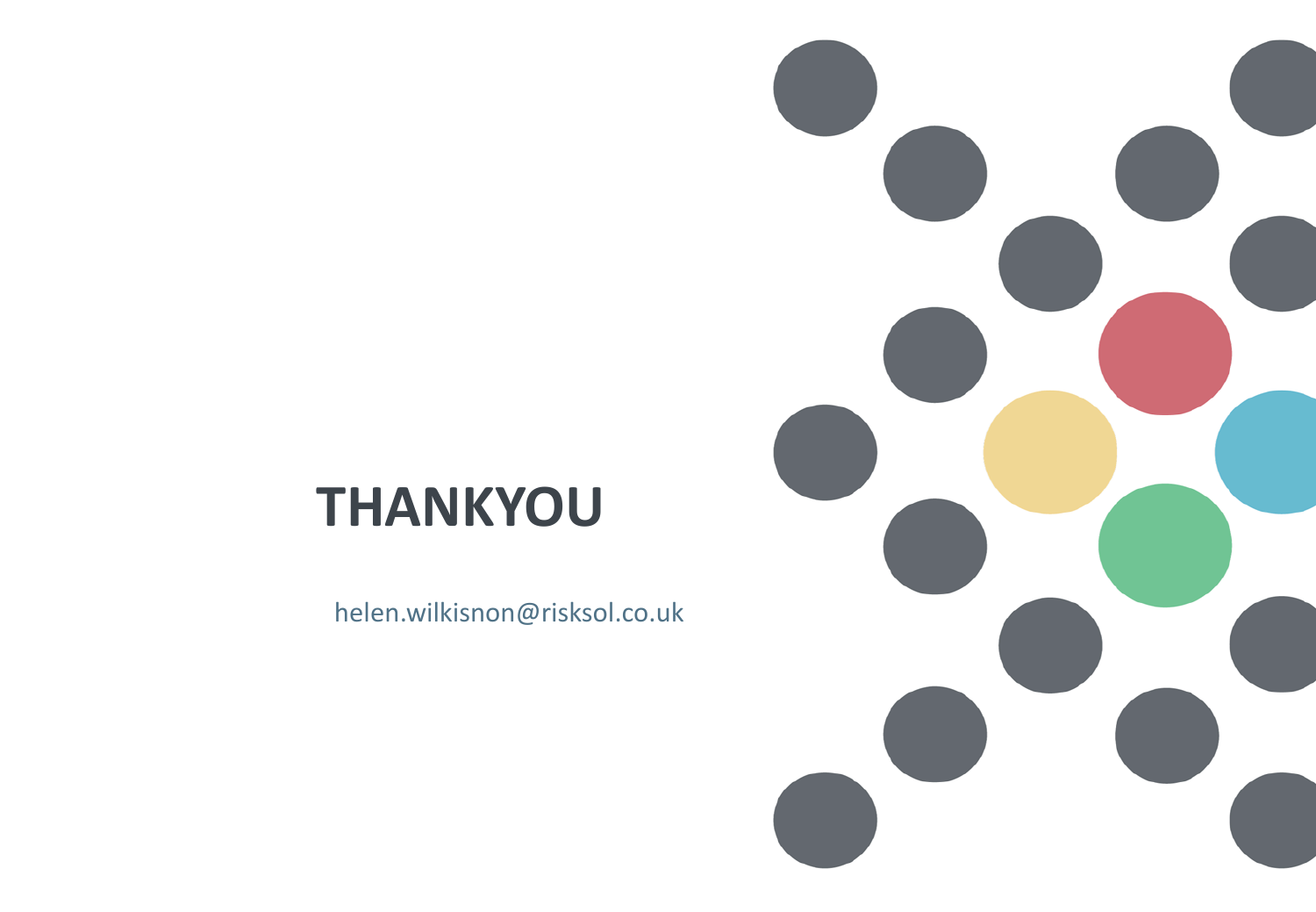# THANKYOU

helen.wilkisnon@risksol.co.uk